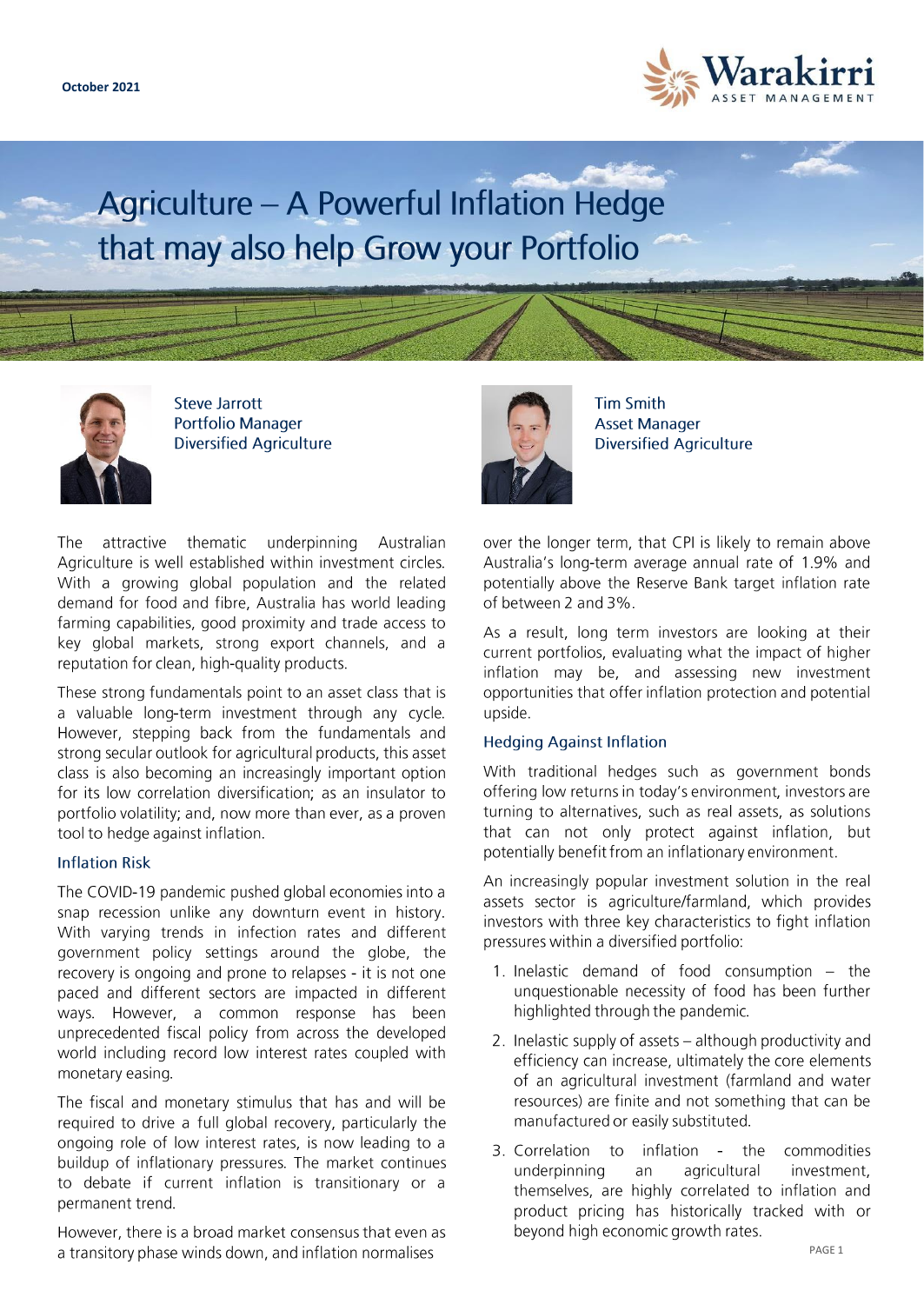October 2021

# Agriculture – A Powerful Inflation Hedge that may also help Grow your Portfolio

Steve Jarrott
Portfolio Manager
Diversified Agriculture

Tim Smith
Asset Manager
Diversified Agriculture

The attractive thematic underpinning Australian Agriculture is well established within investment circles. With a growing global population and the related demand for food and fibre, Australia has world leading farming capabilities, good proximity and trade access to key global markets, strong export channels, and a reputation for clean, high-quality products.

These strong fundamentals point to an asset class that is a valuable long-term investment through any cycle. However, stepping back from the fundamentals and strong secular outlook for agricultural products, this asset class is also becoming an increasingly important option for its low correlation diversification; as an insulator to portfolio volatility; and, now more than ever, as a proven tool to hedge against inflation.

## Inflation Risk

The COVID-19 pandemic pushed global economies into a snap recession unlike any downturn event in history. With varying trends in infection rates and different government policy settings around the globe, the recovery is ongoing and prone to relapses - it is not one paced and different sectors are impacted in different ways. However, a common response has been unprecedented fiscal policy from across the developed world including record low interest rates coupled with monetary easing.

The fiscal and monetary stimulus that has and will be required to drive a full global recovery, particularly the ongoing role of low interest rates, is now leading to a buildup of inflationary pressures. The market continues to debate if current inflation is transitionary or a permanent trend.

However, there is a broad market consensus that even as a transitory phase winds down, and inflation normalises over the longer term, that CPI is likely to remain above Australia's long-term average annual rate of 1.9% and potentially above the Reserve Bank target inflation rate of between 2 and 3%.

As a result, long term investors are looking at their current portfolios, evaluating what the impact of higher inflation may be, and assessing new investment opportunities that offer inflation protection and potential upside.

## Hedging Against Inflation

With traditional hedges such as government bonds offering low returns in today's environment, investors are turning to alternatives, such as real assets, as solutions that can not only protect against inflation, but potentially benefit from an inflationary environment.

An increasingly popular investment solution in the real assets sector is agriculture/farmland, which provides investors with three key characteristics to fight inflation pressures within a diversified portfolio:

1. Inelastic demand of food consumption – the unquestionable necessity of food has been further highlighted through the pandemic.
2. Inelastic supply of assets – although productivity and efficiency can increase, ultimately the core elements of an agricultural investment (farmland and water resources) are finite and not something that can be manufactured or easily substituted.
3. Correlation to inflation - the commodities underpinning an agricultural investment, themselves, are highly correlated to inflation and product pricing has historically tracked with or beyond high economic growth rates.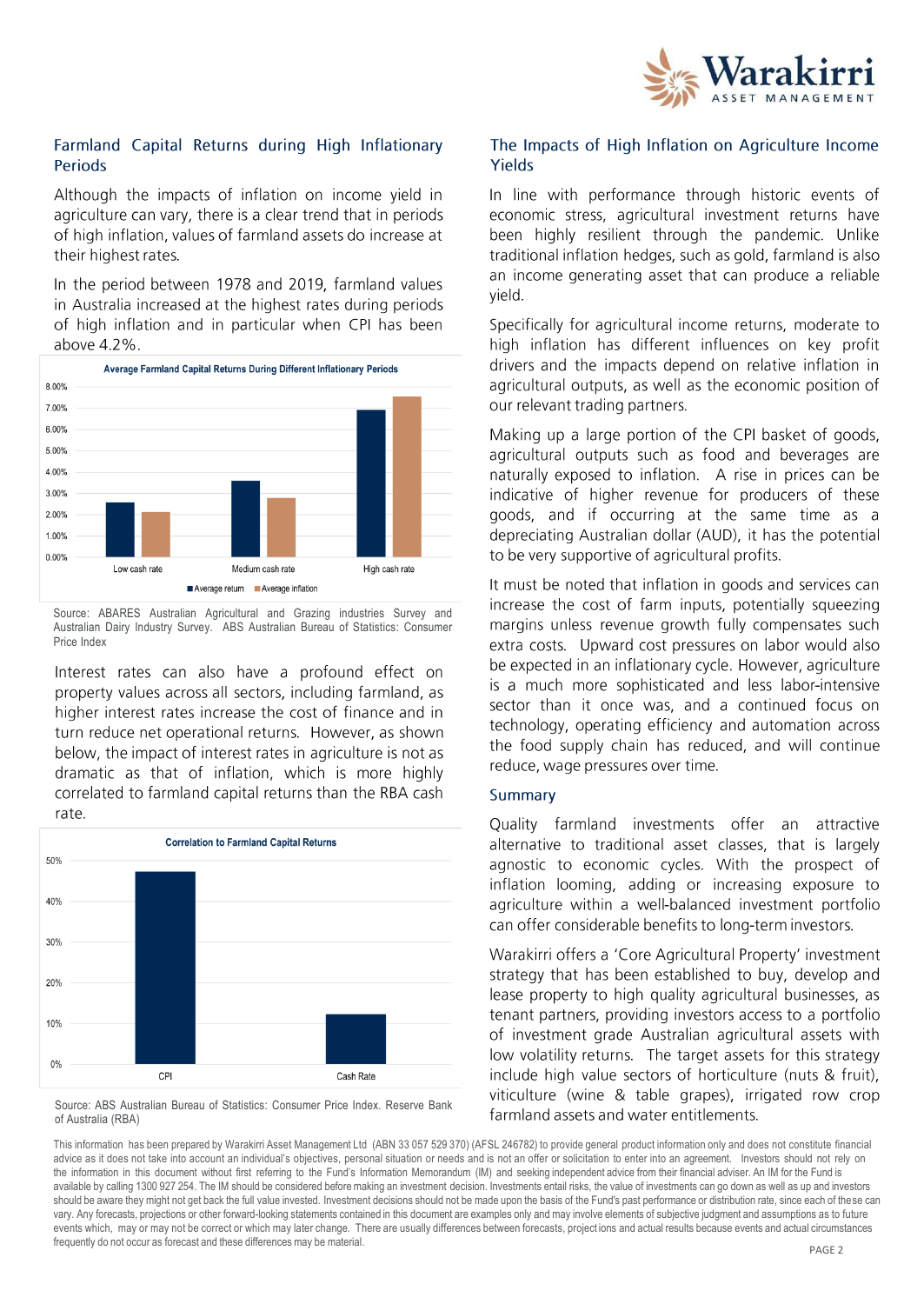## Farmland Capital Returns during High Inflationary Periods

Although the impacts of inflation on income yield in agriculture can vary, there is a clear trend that in periods of high inflation, values of farmland assets do increase at their highest rates.

In the period between 1978 and 2019, farmland values in Australia increased at the highest rates during periods of high inflation and in particular when CPI has been above 4.2%.

Average Farmland Capital Returns During Different Inflationary Periods

8.00%
7.00%
6.00%
5.00%
4.00%
3.00%
2.00%
1.00%
0.00%

Low cash rate
Medium cash rate
High cash rate

Average return
Average inflation

Source: ABARES Australian Agricultural and Grazing industries Survey and Australian Dairy Industry Survey. ABS Australian Bureau of Statistics: Consumer Price Index

Interest rates can also have a profound effect on property values across all sectors, including farmland, as higher interest rates increase the cost of finance and in turn reduce net operational returns. However, as shown below, the impact of interest rates in agriculture is not as dramatic as that of inflation, which is more highly correlated to farmland capital returns than the RBA cash rate.

Correlation to Farmland Capital Returns

50%
40%
30%
20%
10%
0%

CPI
Cash Rate

Source: ABS Australian Bureau of Statistics: Consumer Price Index. Reserve Bank of Australia (RBA)

## The Impacts of High Inflation on Agriculture Income Yields

In line with performance through historic events of economic stress, agricultural investment returns have been highly resilient through the pandemic. Unlike traditional inflation hedges, such as gold, farmland is also an income generating asset that can produce a reliable yield.

Specifically for agricultural income returns, moderate to high inflation has different influences on key profit drivers and the impacts depend on relative inflation in agricultural outputs, as well as the economic position of our relevant trading partners.

Making up a large portion of the CPI basket of goods, agricultural outputs such as food and beverages are naturally exposed to inflation. A rise in prices can be indicative of higher revenue for producers of these goods, and if occurring at the same time as a depreciating Australian dollar (AUD), it has the potential to be very supportive of agricultural profits.

It must be noted that inflation in goods and services can increase the cost of farm inputs, potentially squeezing margins unless revenue growth fully compensates such extra costs. Upward cost pressures on labor would also be expected in an inflationary cycle. However, agriculture is a much more sophisticated and less labor-intensive sector than it once was, and a continued focus on technology, operating efficiency and automation across the food supply chain has reduced, and will continue reduce, wage pressures over time.

## Summary

Quality farmland investments offer an attractive alternative to traditional asset classes, that is largely agnostic to economic cycles. With the prospect of inflation looming, adding or increasing exposure to agriculture within a well-balanced investment portfolio can offer considerable benefits to long-term investors.

Warakirri offers a 'Core Agricultural Property' investment strategy that has been established to buy, develop and lease property to high quality agricultural businesses, as tenant partners, providing investors access to a portfolio of investment grade Australian agricultural assets with low volatility returns. The target assets for this strategy include high value sectors of horticulture (nuts & fruit), viticulture (wine & table grapes), irrigated row crop farmland assets and water entitlements.

This information has been prepared by Warakirri Asset Management Ltd (ABN 33 057 529 370) (AFSL 246782) to provide general product information only and does not constitute financial advice as it does not take into account an individual's objectives, personal situation or needs and is not an offer or solicitation to enter into an agreement. Investors should not rely on the information in this document without first referring to the Fund's Information Memorandum (IM) and seeking independent advice from their financial adviser. An IM for the Fund is available by calling 1300 927 254. The IM should be considered before making an investment decision. Investments entail risks, the value of investments can go down as well as up and investors should be aware they might not get back the full value invested. Investment decisions should not be made upon the basis of the Fund's past performance or distribution rate, since each of these can vary. Any forecasts, projections or other forward-looking statements contained in this document are examples only and may involve elements of subjective judgment and assumptions as to future events which, may or may not be correct or which may later change. There are usually differences between forecasts, projections and actual results because events and actual circumstances frequently do not occur as forecast and these differences may be material.